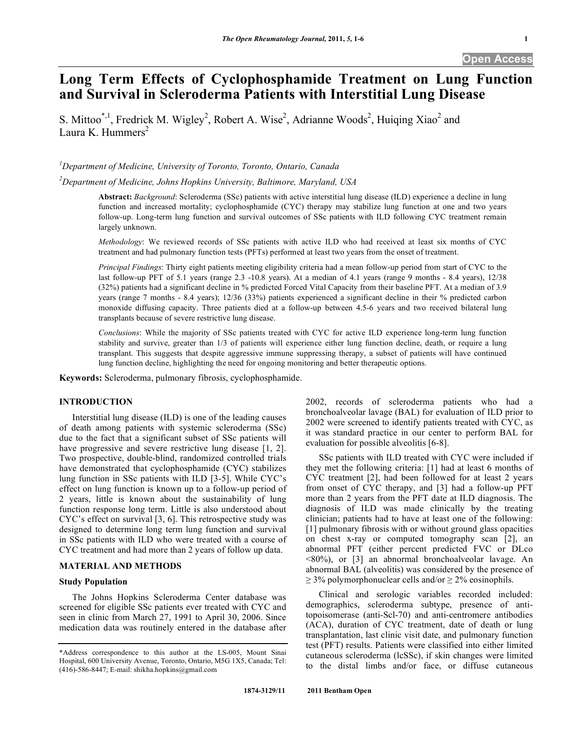# Long Term Effects of Cyclophosphamide Treatment on Lung Function and Survival in Scleroderma Patients with Interstitial Lung Disease

S. Mittoo[*,1], Fredrick M. Wigley[2], Robert A. Wise[2], Adrianne Woods[2], Huiqing Xiao[2] and Laura K. Hummers[2]

[1]*Department of Medicine, University of Toronto, Toronto, Ontario, Canada*

[2]*Department of Medicine, Johns Hopkins University, Baltimore, Maryland, USA*

**Abstract:** *Background*: Scleroderma (SSc) patients with active interstitial lung disease (ILD) experience a decline in lung function and increased mortality; cyclophosphamide (CYC) therapy may stabilize lung function at one and two years follow-up. Long-term lung function and survival outcomes of SSc patients with ILD following CYC treatment remain largely unknown.

*Methodology*: We reviewed records of SSc patients with active ILD who had received at least six months of CYC treatment and had pulmonary function tests (PFTs) performed at least two years from the onset of treatment.

*Principal Findings*: Thirty eight patients meeting eligibility criteria had a mean follow-up period from start of CYC to the last follow-up PFT of 5.1 years (range 2.3 -10.8 years). At a median of 4.1 years (range 9 months - 8.4 years), 12/38 (32%) patients had a significant decline in % predicted Forced Vital Capacity from their baseline PFT. At a median of 3.9 years (range 7 months - 8.4 years); 12/36 (33%) patients experienced a significant decline in their % predicted carbon monoxide diffusing capacity. Three patients died at a follow-up between 4.5-6 years and two received bilateral lung transplants because of severe restrictive lung disease.

*Conclusions*: While the majority of SSc patients treated with CYC for active ILD experience long-term lung function stability and survive, greater than 1/3 of patients will experience either lung function decline, death, or require a lung transplant. This suggests that despite aggressive immune suppressing therapy, a subset of patients will have continued lung function decline, highlighting the need for ongoing monitoring and better therapeutic options.

**Keywords:** Scleroderma, pulmonary fibrosis, cyclophosphamide.

## INTRODUCTION

Interstitial lung disease (ILD) is one of the leading causes of death among patients with systemic scleroderma (SSc) due to the fact that a significant subset of SSc patients will have progressive and severe restrictive lung disease [1, 2]. Two prospective, double-blind, randomized controlled trials have demonstrated that cyclophosphamide (CYC) stabilizes lung function in SSc patients with ILD [3-5]. While CYC's effect on lung function is known up to a follow-up period of 2 years, little is known about the sustainability of lung function response long term. Little is also understood about CYC's effect on survival [3, 6]. This retrospective study was designed to determine long term lung function and survival in SSc patients with ILD who were treated with a course of CYC treatment and had more than 2 years of follow up data.

## MATERIAL AND METHODS

### Study Population

The Johns Hopkins Scleroderma Center database was screened for eligible SSc patients ever treated with CYC and seen in clinic from March 27, 1991 to April 30, 2006. Since medication data was routinely entered in the database after 2002, records of scleroderma patients who had a bronchoalveolar lavage (BAL) for evaluation of ILD prior to 2002 were screened to identify patients treated with CYC, as it was standard practice in our center to perform BAL for evaluation for possible alveolitis [6-8].

SSc patients with ILD treated with CYC were included if they met the following criteria: [1] had at least 6 months of CYC treatment [2], had been followed for at least 2 years from onset of CYC therapy, and [3] had a follow-up PFT more than 2 years from the PFT date at ILD diagnosis. The diagnosis of ILD was made clinically by the treating clinician; patients had to have at least one of the following: [1] pulmonary fibrosis with or without ground glass opacities on chest x-ray or computed tomography scan [2], an abnormal PFT (either percent predicted FVC or DLco <80%), or [3] an abnormal bronchoalveolar lavage. An abnormal BAL (alveolitis) was considered by the presence of ≥ 3% polymorphonuclear cells and/or ≥ 2% eosinophils.

Clinical and serologic variables recorded included: demographics, scleroderma subtype, presence of anti-topoisomerase (anti-Scl-70) and anti-centromere antibodies (ACA), duration of CYC treatment, date of death or lung transplantation, last clinic visit date, and pulmonary function test (PFT) results. Patients were classified into either limited cutaneous scleroderma (lcSSc), if skin changes were limited to the distal limbs and/or face, or diffuse cutaneous

*Address correspondence to this author at the LS-005, Mount Sinai Hospital, 600 University Avenue, Toronto, Ontario, M5G 1X5, Canada; Tel: (416)-586-8447; E-mail: shikha.hopkins@gmail.com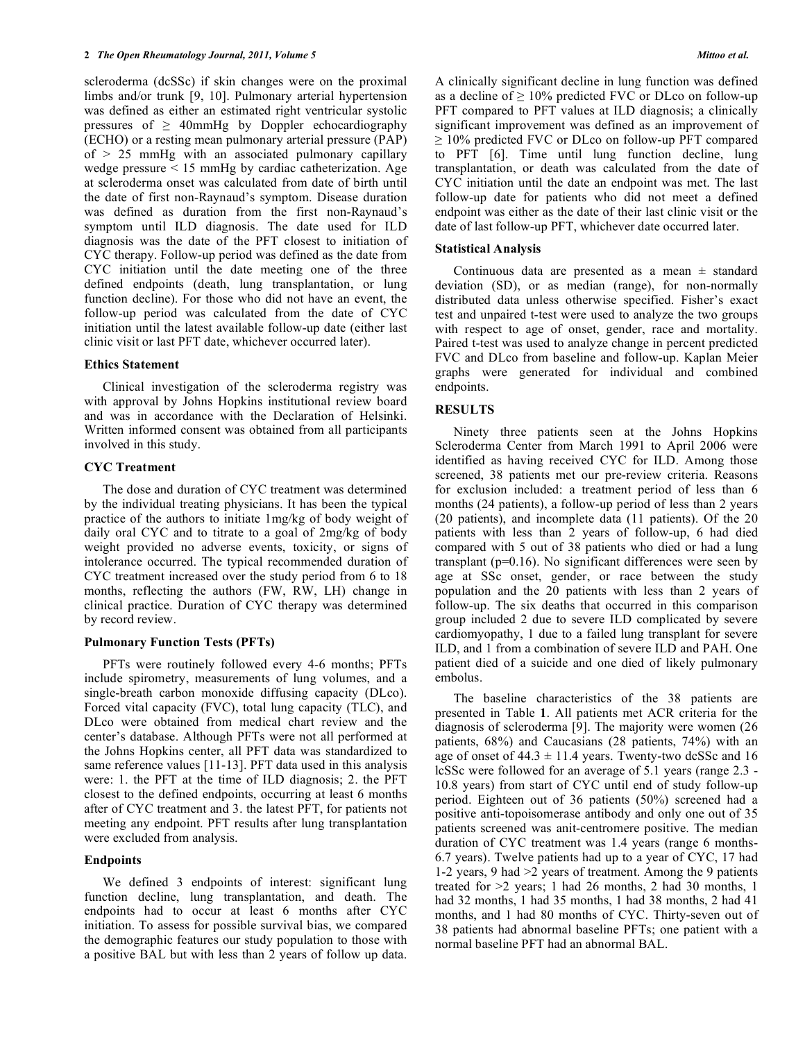scleroderma (dcSSc) if skin changes were on the proximal limbs and/or trunk [9, 10]. Pulmonary arterial hypertension was defined as either an estimated right ventricular systolic pressures of ≥ 40mmHg by Doppler echocardiography (ECHO) or a resting mean pulmonary arterial pressure (PAP) of > 25 mmHg with an associated pulmonary capillary wedge pressure < 15 mmHg by cardiac catheterization. Age at scleroderma onset was calculated from date of birth until the date of first non-Raynaud's symptom. Disease duration was defined as duration from the first non-Raynaud's symptom until ILD diagnosis. The date used for ILD diagnosis was the date of the PFT closest to initiation of CYC therapy. Follow-up period was defined as the date from CYC initiation until the date meeting one of the three defined endpoints (death, lung transplantation, or lung function decline). For those who did not have an event, the follow-up period was calculated from the date of CYC initiation until the latest available follow-up date (either last clinic visit or last PFT date, whichever occurred later).

### Ethics Statement

Clinical investigation of the scleroderma registry was with approval by Johns Hopkins institutional review board and was in accordance with the Declaration of Helsinki. Written informed consent was obtained from all participants involved in this study.

### CYC Treatment

The dose and duration of CYC treatment was determined by the individual treating physicians. It has been the typical practice of the authors to initiate 1mg/kg of body weight of daily oral CYC and to titrate to a goal of 2mg/kg of body weight provided no adverse events, toxicity, or signs of intolerance occurred. The typical recommended duration of CYC treatment increased over the study period from 6 to 18 months, reflecting the authors (FW, RW, LH) change in clinical practice. Duration of CYC therapy was determined by record review.

### Pulmonary Function Tests (PFTs)

PFTs were routinely followed every 4-6 months; PFTs include spirometry, measurements of lung volumes, and a single-breath carbon monoxide diffusing capacity (DLco). Forced vital capacity (FVC), total lung capacity (TLC), and DLco were obtained from medical chart review and the center's database. Although PFTs were not all performed at the Johns Hopkins center, all PFT data was standardized to same reference values [11-13]. PFT data used in this analysis were: 1. the PFT at the time of ILD diagnosis; 2. the PFT closest to the defined endpoints, occurring at least 6 months after of CYC treatment and 3. the latest PFT, for patients not meeting any endpoint. PFT results after lung transplantation were excluded from analysis.

### Endpoints

We defined 3 endpoints of interest: significant lung function decline, lung transplantation, and death. The endpoints had to occur at least 6 months after CYC initiation. To assess for possible survival bias, we compared the demographic features our study population to those with a positive BAL but with less than 2 years of follow up data. A clinically significant decline in lung function was defined as a decline of ≥ 10% predicted FVC or DLco on follow-up PFT compared to PFT values at ILD diagnosis; a clinically significant improvement was defined as an improvement of ≥ 10% predicted FVC or DLco on follow-up PFT compared to PFT [6]. Time until lung function decline, lung transplantation, or death was calculated from the date of CYC initiation until the date an endpoint was met. The last follow-up date for patients who did not meet a defined endpoint was either as the date of their last clinic visit or the date of last follow-up PFT, whichever date occurred later.

### Statistical Analysis

Continuous data are presented as a mean ± standard deviation (SD), or as median (range), for non-normally distributed data unless otherwise specified. Fisher's exact test and unpaired t-test were used to analyze the two groups with respect to age of onset, gender, race and mortality. Paired t-test was used to analyze change in percent predicted FVC and DLco from baseline and follow-up. Kaplan Meier graphs were generated for individual and combined endpoints.

## RESULTS

Ninety three patients seen at the Johns Hopkins Scleroderma Center from March 1991 to April 2006 were identified as having received CYC for ILD. Among those screened, 38 patients met our pre-review criteria. Reasons for exclusion included: a treatment period of less than 6 months (24 patients), a follow-up period of less than 2 years (20 patients), and incomplete data (11 patients). Of the 20 patients with less than 2 years of follow-up, 6 had died compared with 5 out of 38 patients who died or had a lung transplant ($p$=0.16). No significant differences were seen by age at SSc onset, gender, or race between the study population and the 20 patients with less than 2 years of follow-up. The six deaths that occurred in this comparison group included 2 due to severe ILD complicated by severe cardiomyopathy, 1 due to a failed lung transplant for severe ILD, and 1 from a combination of severe ILD and PAH. One patient died of a suicide and one died of likely pulmonary embolus.

The baseline characteristics of the 38 patients are presented in Table **1**. All patients met ACR criteria for the diagnosis of scleroderma [9]. The majority were women (26 patients, 68%) and Caucasians (28 patients, 74%) with an age of onset of 44.3 ± 11.4 years. Twenty-two dcSSc and 16 lcSSc were followed for an average of 5.1 years (range 2.3 - 10.8 years) from start of CYC until end of study follow-up period. Eighteen out of 36 patients (50%) screened had a positive anti-topoisomerase antibody and only one out of 35 patients screened was anit-centromere positive. The median duration of CYC treatment was 1.4 years (range 6 months-6.7 years). Twelve patients had up to a year of CYC, 17 had 1-2 years, 9 had >2 years of treatment. Among the 9 patients treated for >2 years; 1 had 26 months, 2 had 30 months, 1 had 32 months, 1 had 35 months, 1 had 38 months, 2 had 41 months, and 1 had 80 months of CYC. Thirty-seven out of 38 patients had abnormal baseline PFTs; one patient with a normal baseline PFT had an abnormal BAL.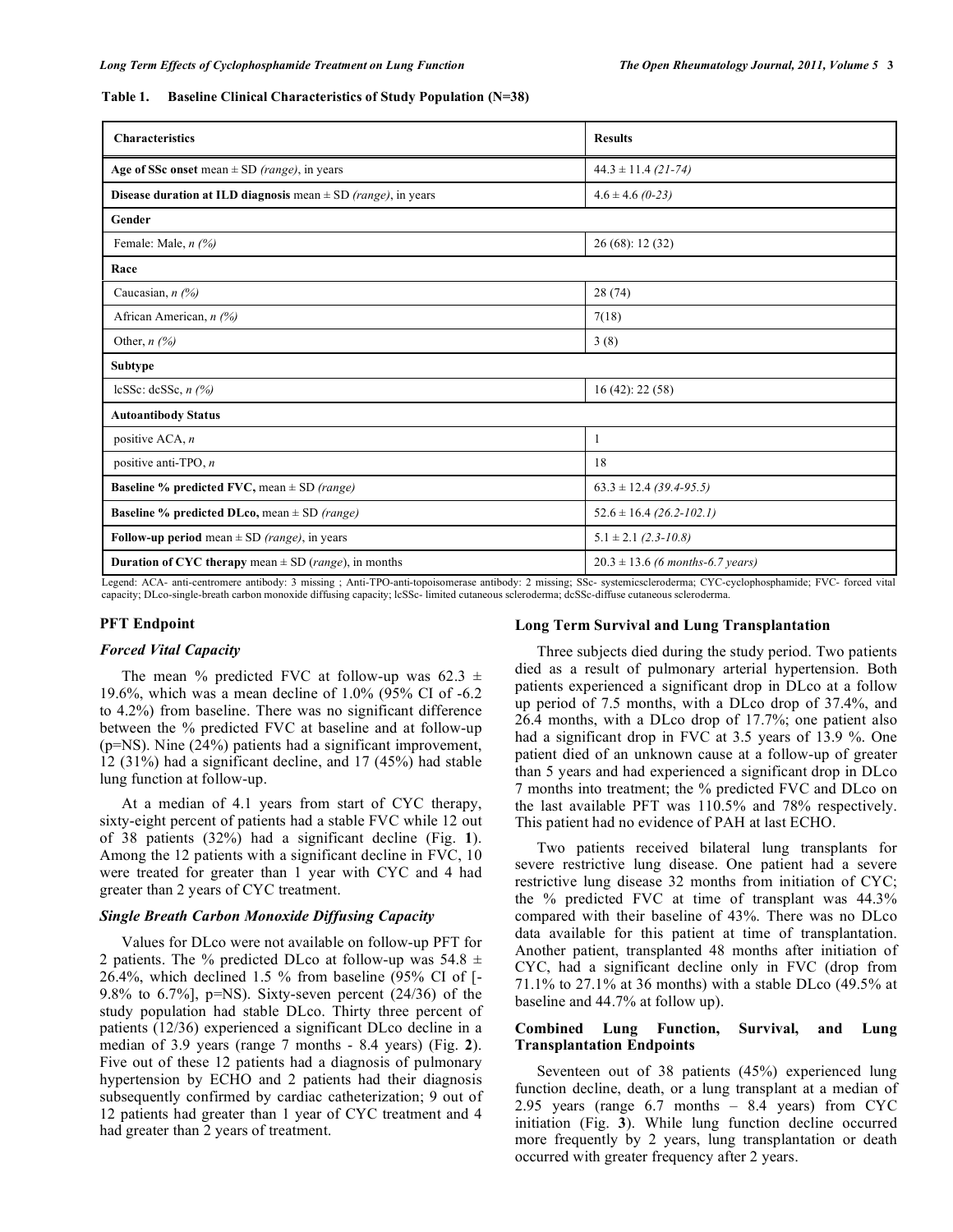**Table 1. Baseline Clinical Characteristics of Study Population (N=38)**

| Characteristics | Results |
|---|---|
| **Age of SSc onset** mean ± SD *(range)*, in years | 44.3 ± 11.4 *(21-74)* |
| **Disease duration at ILD diagnosis** mean ± SD *(range)*, in years | 4.6 ± 4.6 *(0-23)* |
| **Gender** | |
| Female: Male, *n (%)* | 26 (68): 12 (32) |
| **Race** | |
| Caucasian, *n (%)* | 28 (74) |
| African American, *n (%)* | 7(18) |
| Other, *n (%)* | 3 (8) |
| **Subtype** | |
| lcSSc: dcSSc, *n (%)* | 16 (42): 22 (58) |
| **Autoantibody Status** | |
| positive ACA, *n* | 1 |
| positive anti-TPO, *n* | 18 |
| **Baseline % predicted FVC,** mean ± SD *(range)* | 63.3 ± 12.4 *(39.4-95.5)* |
| **Baseline % predicted DLco,** mean ± SD *(range)* | 52.6 ± 16.4 *(26.2-102.1)* |
| **Follow-up period** mean ± SD *(range)*, in years | 5.1 ± 2.1 *(2.3-10.8)* |
| **Duration of CYC therapy** mean ± SD (*range*), in months | 20.3 ± 13.6 *(6 months-6.7 years)* |

Legend: ACA- anti-centromere antibody: 3 missing ; Anti-TPO-anti-topoisomerase antibody: 2 missing; SSc- systemicscleroderma; CYC-cyclophosphamide; FVC- forced vital capacity; DLco-single-breath carbon monoxide diffusing capacity; lcSSc- limited cutaneous scleroderma; dcSSc-diffuse cutaneous scleroderma.

## PFT Endpoint

### *Forced Vital Capacity*

The mean % predicted FVC at follow-up was 62.3 ± 19.6%, which was a mean decline of 1.0% (95% CI of -6.2 to 4.2%) from baseline. There was no significant difference between the % predicted FVC at baseline and at follow-up (p=NS). Nine (24%) patients had a significant improvement, 12 (31%) had a significant decline, and 17 (45%) had stable lung function at follow-up.

At a median of 4.1 years from start of CYC therapy, sixty-eight percent of patients had a stable FVC while 12 out of 38 patients (32%) had a significant decline (Fig. **1**). Among the 12 patients with a significant decline in FVC, 10 were treated for greater than 1 year with CYC and 4 had greater than 2 years of CYC treatment.

### *Single Breath Carbon Monoxide Diffusing Capacity*

Values for DLco were not available on follow-up PFT for 2 patients. The % predicted DLco at follow-up was 54.8 ± 26.4%, which declined 1.5 % from baseline (95% CI of [-9.8% to 6.7%], p=NS). Sixty-seven percent (24/36) of the study population had stable DLco. Thirty three percent of patients (12/36) experienced a significant DLco decline in a median of 3.9 years (range 7 months - 8.4 years) (Fig. **2**). Five out of these 12 patients had a diagnosis of pulmonary hypertension by ECHO and 2 patients had their diagnosis subsequently confirmed by cardiac catheterization; 9 out of 12 patients had greater than 1 year of CYC treatment and 4 had greater than 2 years of treatment.

## Long Term Survival and Lung Transplantation

Three subjects died during the study period. Two patients died as a result of pulmonary arterial hypertension. Both patients experienced a significant drop in DLco at a follow up period of 7.5 months, with a DLco drop of 37.4%, and 26.4 months, with a DLco drop of 17.7%; one patient also had a significant drop in FVC at 3.5 years of 13.9 %. One patient died of an unknown cause at a follow-up of greater than 5 years and had experienced a significant drop in DLco 7 months into treatment; the % predicted FVC and DLco on the last available PFT was 110.5% and 78% respectively. This patient had no evidence of PAH at last ECHO.

Two patients received bilateral lung transplants for severe restrictive lung disease. One patient had a severe restrictive lung disease 32 months from initiation of CYC; the % predicted FVC at time of transplant was 44.3% compared with their baseline of 43%. There was no DLco data available for this patient at time of transplantation. Another patient, transplanted 48 months after initiation of CYC, had a significant decline only in FVC (drop from 71.1% to 27.1% at 36 months) with a stable DLco (49.5% at baseline and 44.7% at follow up).

## Combined Lung Function, Survival, and Lung Transplantation Endpoints

Seventeen out of 38 patients (45%) experienced lung function decline, death, or a lung transplant at a median of 2.95 years (range 6.7 months – 8.4 years) from CYC initiation (Fig. **3**). While lung function decline occurred more frequently by 2 years, lung transplantation or death occurred with greater frequency after 2 years.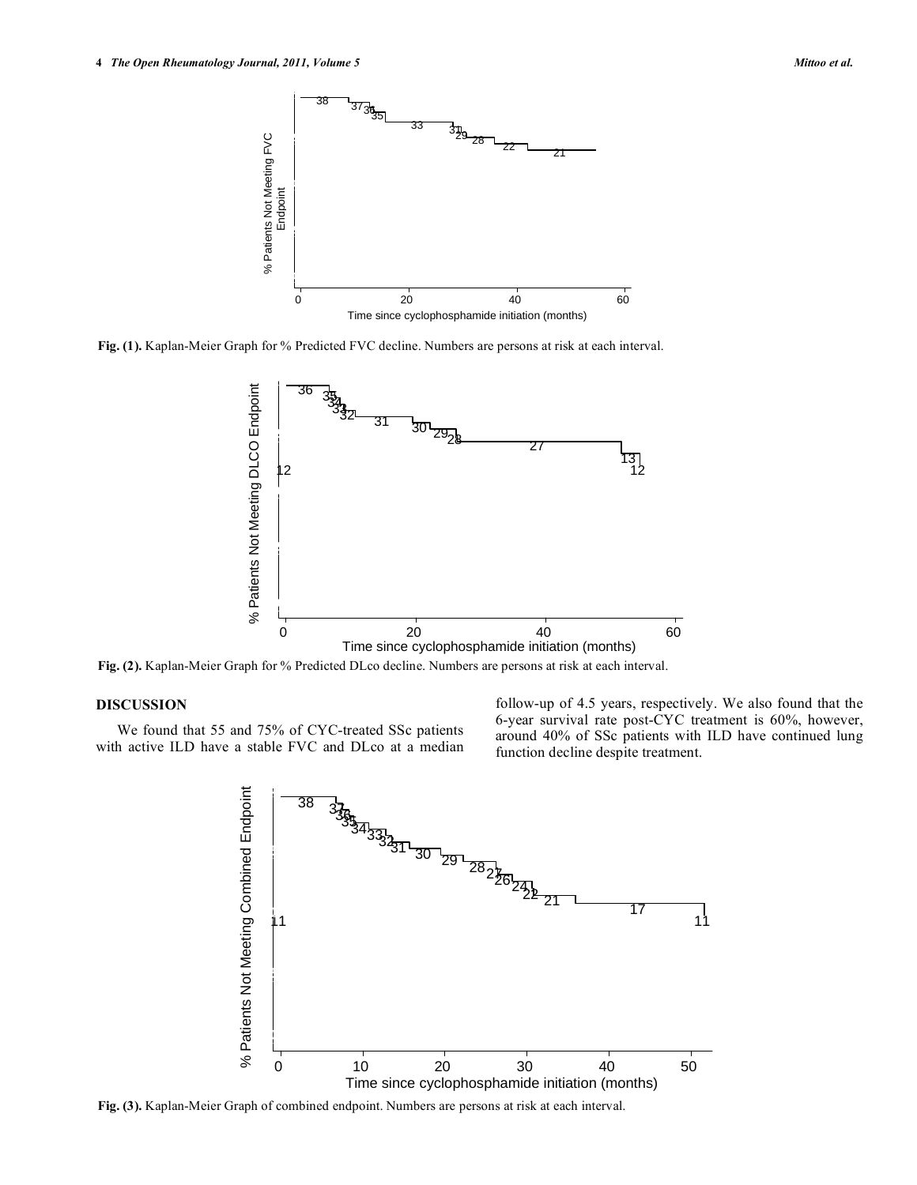Fig. (1). Kaplan-Meier Graph for % Predicted FVC decline. Numbers are persons at risk at each interval.

Fig. (2). Kaplan-Meier Graph for % Predicted DLco decline. Numbers are persons at risk at each interval.

## DISCUSSION

We found that 55 and 75% of CYC-treated SSc patients with active ILD have a stable FVC and DLco at a median follow-up of 4.5 years, respectively. We also found that the 6-year survival rate post-CYC treatment is 60%, however, around 40% of SSc patients with ILD have continued lung function decline despite treatment.

Fig. (3). Kaplan-Meier Graph of combined endpoint. Numbers are persons at risk at each interval.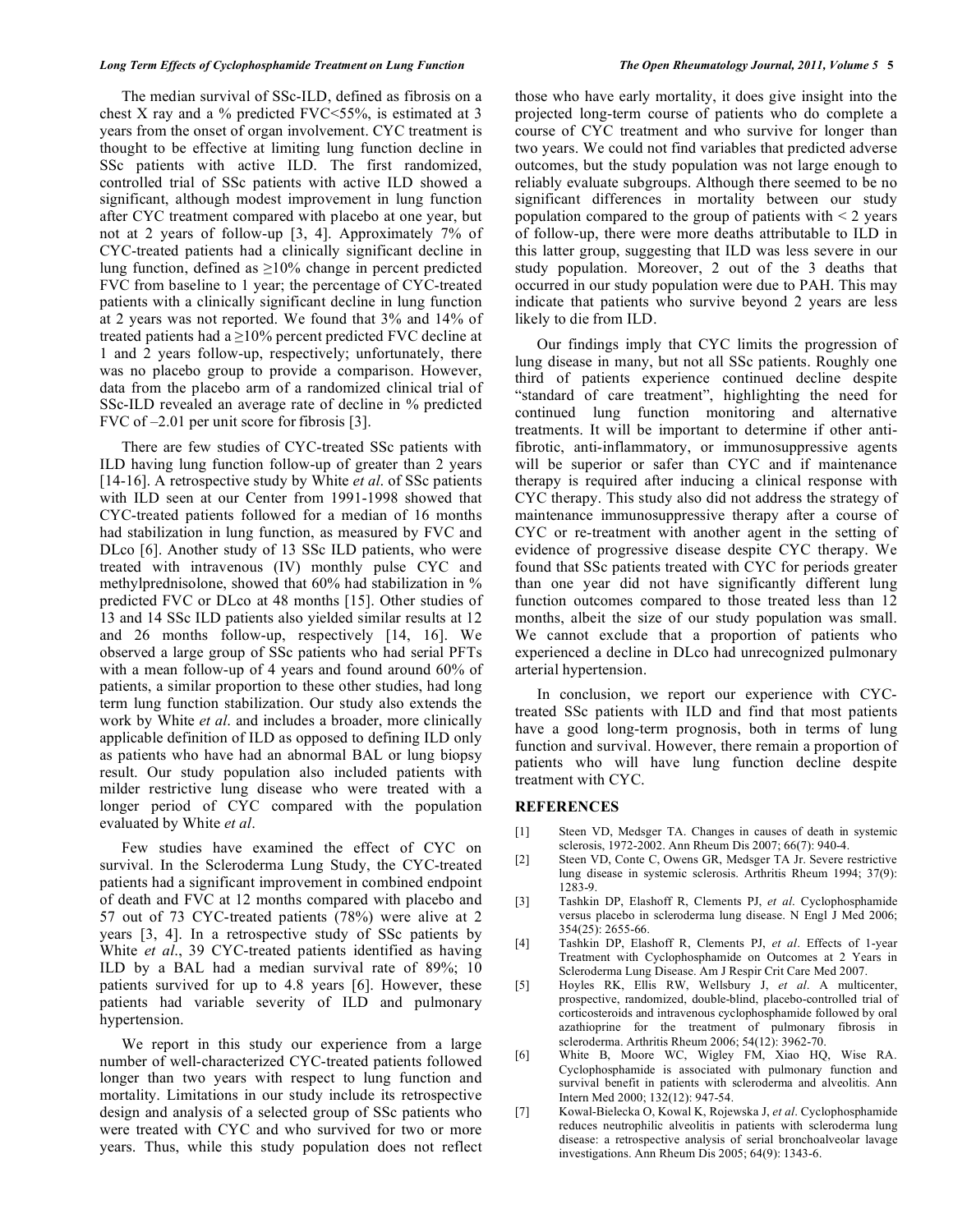The median survival of SSc-ILD, defined as fibrosis on a chest X ray and a % predicted FVC<55%, is estimated at 3 years from the onset of organ involvement. CYC treatment is thought to be effective at limiting lung function decline in SSc patients with active ILD. The first randomized, controlled trial of SSc patients with active ILD showed a significant, although modest improvement in lung function after CYC treatment compared with placebo at one year, but not at 2 years of follow-up [3, 4]. Approximately 7% of CYC-treated patients had a clinically significant decline in lung function, defined as ≥10% change in percent predicted FVC from baseline to 1 year; the percentage of CYC-treated patients with a clinically significant decline in lung function at 2 years was not reported. We found that 3% and 14% of treated patients had a ≥10% percent predicted FVC decline at 1 and 2 years follow-up, respectively; unfortunately, there was no placebo group to provide a comparison. However, data from the placebo arm of a randomized clinical trial of SSc-ILD revealed an average rate of decline in % predicted FVC of –2.01 per unit score for fibrosis [3].

There are few studies of CYC-treated SSc patients with ILD having lung function follow-up of greater than 2 years [14-16]. A retrospective study by White *et al*. of SSc patients with ILD seen at our Center from 1991-1998 showed that CYC-treated patients followed for a median of 16 months had stabilization in lung function, as measured by FVC and DLco [6]. Another study of 13 SSc ILD patients, who were treated with intravenous (IV) monthly pulse CYC and methylprednisolone, showed that 60% had stabilization in % predicted FVC or DLco at 48 months [15]. Other studies of 13 and 14 SSc ILD patients also yielded similar results at 12 and 26 months follow-up, respectively [14, 16]. We observed a large group of SSc patients who had serial PFTs with a mean follow-up of 4 years and found around 60% of patients, a similar proportion to these other studies, had long term lung function stabilization. Our study also extends the work by White *et al*. and includes a broader, more clinically applicable definition of ILD as opposed to defining ILD only as patients who have had an abnormal BAL or lung biopsy result. Our study population also included patients with milder restrictive lung disease who were treated with a longer period of CYC compared with the population evaluated by White *et al*.

Few studies have examined the effect of CYC on survival. In the Scleroderma Lung Study, the CYC-treated patients had a significant improvement in combined endpoint of death and FVC at 12 months compared with placebo and 57 out of 73 CYC-treated patients (78%) were alive at 2 years [3, 4]. In a retrospective study of SSc patients by White *et al*., 39 CYC-treated patients identified as having ILD by a BAL had a median survival rate of 89%; 10 patients survived for up to 4.8 years [6]. However, these patients had variable severity of ILD and pulmonary hypertension.

We report in this study our experience from a large number of well-characterized CYC-treated patients followed longer than two years with respect to lung function and mortality. Limitations in our study include its retrospective design and analysis of a selected group of SSc patients who were treated with CYC and who survived for two or more years. Thus, while this study population does not reflect those who have early mortality, it does give insight into the projected long-term course of patients who do complete a course of CYC treatment and who survive for longer than two years. We could not find variables that predicted adverse outcomes, but the study population was not large enough to reliably evaluate subgroups. Although there seemed to be no significant differences in mortality between our study population compared to the group of patients with < 2 years of follow-up, there were more deaths attributable to ILD in this latter group, suggesting that ILD was less severe in our study population. Moreover, 2 out of the 3 deaths that occurred in our study population were due to PAH. This may indicate that patients who survive beyond 2 years are less likely to die from ILD.

Our findings imply that CYC limits the progression of lung disease in many, but not all SSc patients. Roughly one third of patients experience continued decline despite "standard of care treatment", highlighting the need for continued lung function monitoring and alternative treatments. It will be important to determine if other anti-fibrotic, anti-inflammatory, or immunosuppressive agents will be superior or safer than CYC and if maintenance therapy is required after inducing a clinical response with CYC therapy. This study also did not address the strategy of maintenance immunosuppressive therapy after a course of CYC or re-treatment with another agent in the setting of evidence of progressive disease despite CYC therapy. We found that SSc patients treated with CYC for periods greater than one year did not have significantly different lung function outcomes compared to those treated less than 12 months, albeit the size of our study population was small. We cannot exclude that a proportion of patients who experienced a decline in DLco had unrecognized pulmonary arterial hypertension.

In conclusion, we report our experience with CYC-treated SSc patients with ILD and find that most patients have a good long-term prognosis, both in terms of lung function and survival. However, there remain a proportion of patients who will have lung function decline despite treatment with CYC.

## REFERENCES

[1] Steen VD, Medsger TA. Changes in causes of death in systemic sclerosis, 1972-2002. Ann Rheum Dis 2007; 66(7): 940-4.

[2] Steen VD, Conte C, Owens GR, Medsger TA Jr. Severe restrictive lung disease in systemic sclerosis. Arthritis Rheum 1994; 37(9): 1283-9.

[3] Tashkin DP, Elashoff R, Clements PJ, *et al*. Cyclophosphamide versus placebo in scleroderma lung disease. N Engl J Med 2006; 354(25): 2655-66.

[4] Tashkin DP, Elashoff R, Clements PJ, *et al*. Effects of 1-year Treatment with Cyclophosphamide on Outcomes at 2 Years in Scleroderma Lung Disease. Am J Respir Crit Care Med 2007.

[5] Hoyles RK, Ellis RW, Wellsbury J, *et al*. A multicenter, prospective, randomized, double-blind, placebo-controlled trial of corticosteroids and intravenous cyclophosphamide followed by oral azathioprine for the treatment of pulmonary fibrosis in scleroderma. Arthritis Rheum 2006; 54(12): 3962-70.

[6] White B, Moore WC, Wigley FM, Xiao HQ, Wise RA. Cyclophosphamide is associated with pulmonary function and survival benefit in patients with scleroderma and alveolitis. Ann Intern Med 2000; 132(12): 947-54.

[7] Kowal-Bielecka O, Kowal K, Rojewska J, *et al*. Cyclophosphamide reduces neutrophilic alveolitis in patients with scleroderma lung disease: a retrospective analysis of serial bronchoalveolar lavage investigations. Ann Rheum Dis 2005; 64(9): 1343-6.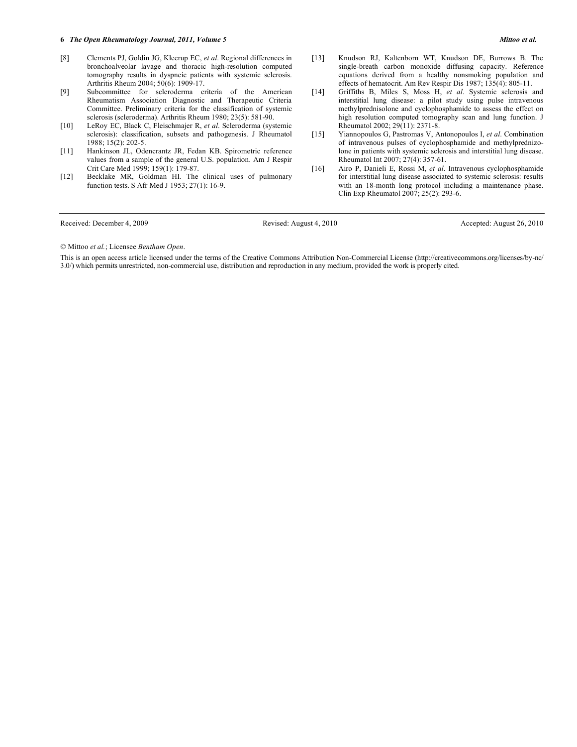[8] Clements PJ, Goldin JG, Kleerup EC, *et al*. Regional differences in bronchoalveolar lavage and thoracic high-resolution computed tomography results in dyspneic patients with systemic sclerosis. Arthritis Rheum 2004; 50(6): 1909-17.

[9] Subcommittee for scleroderma criteria of the American Rheumatism Association Diagnostic and Therapeutic Criteria Committee. Preliminary criteria for the classification of systemic sclerosis (scleroderma). Arthritis Rheum 1980; 23(5): 581-90.

[10] LeRoy EC, Black C, Fleischmajer R, *et al*. Scleroderma (systemic sclerosis): classification, subsets and pathogenesis. J Rheumatol 1988; 15(2): 202-5.

[11] Hankinson JL, Odencrantz JR, Fedan KB. Spirometric reference values from a sample of the general U.S. population. Am J Respir Crit Care Med 1999; 159(1): 179-87.

[12] Becklake MR, Goldman HI. The clinical uses of pulmonary function tests. S Afr Med J 1953; 27(1): 16-9.

[13] Knudson RJ, Kaltenborn WT, Knudson DE, Burrows B. The single-breath carbon monoxide diffusing capacity. Reference equations derived from a healthy nonsmoking population and effects of hematocrit. Am Rev Respir Dis 1987; 135(4): 805-11.

[14] Griffiths B, Miles S, Moss H, *et al*. Systemic sclerosis and interstitial lung disease: a pilot study using pulse intravenous methylprednisolone and cyclophosphamide to assess the effect on high resolution computed tomography scan and lung function. J Rheumatol 2002; 29(11): 2371-8.

[15] Yiannopoulos G, Pastromas V, Antonopoulos I, *et al*. Combination of intravenous pulses of cyclophosphamide and methylprednizolone in patients with systemic sclerosis and interstitial lung disease. Rheumatol Int 2007; 27(4): 357-61.

[16] Airo P, Danieli E, Rossi M, *et al*. Intravenous cyclophosphamide for interstitial lung disease associated to systemic sclerosis: results with an 18-month long protocol including a maintenance phase. Clin Exp Rheumatol 2007; 25(2): 293-6.

Received: December 4, 2009 Revised: August 4, 2010 Accepted: August 26, 2010

© Mittoo *et al.*; Licensee *Bentham Open*.

This is an open access article licensed under the terms of the Creative Commons Attribution Non-Commercial License (http://creativecommons.org/licenses/by-nc/3.0/) which permits unrestricted, non-commercial use, distribution and reproduction in any medium, provided the work is properly cited.